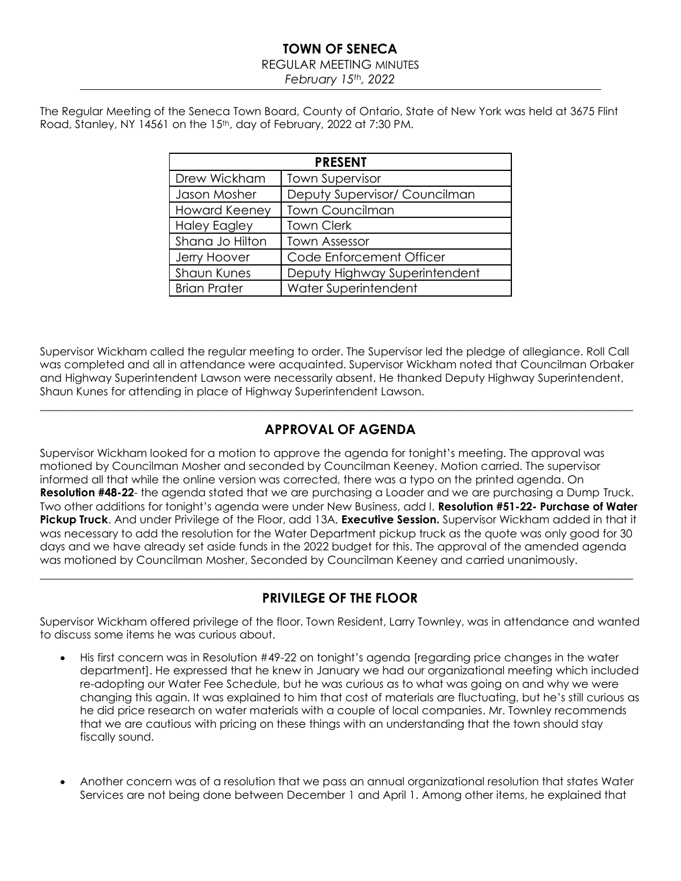# TOWN OF SENECA

REGULAR MEETING MINUTES

*February 15th, 2022*

The Regular Meeting of the Seneca Town Board, County of Ontario, State of New York was held at 3675 Flint Road, Stanley, NY 14561 on the 15th, day of February, 2022 at 7:30 PM.

| PRESENT | |
|---|---|
| Drew Wickham | Town Supervisor |
| Jason Mosher | Deputy Supervisor/ Councilman |
| Howard Keeney | Town Councilman |
| Haley Eagley | Town Clerk |
| Shana Jo Hilton | Town Assessor |
| Jerry Hoover | Code Enforcement Officer |
| Shaun Kunes | Deputy Highway Superintendent |
| Brian Prater | Water Superintendent |

Supervisor Wickham called the regular meeting to order. The Supervisor led the pledge of allegiance. Roll Call was completed and all in attendance were acquainted. Supervisor Wickham noted that Councilman Orbaker and Highway Superintendent Lawson were necessarily absent. He thanked Deputy Highway Superintendent, Shaun Kunes for attending in place of Highway Superintendent Lawson.

---

## APPROVAL OF AGENDA

Supervisor Wickham looked for a motion to approve the agenda for tonight's meeting. The approval was motioned by Councilman Mosher and seconded by Councilman Keeney. Motion carried. The supervisor informed all that while the online version was corrected, there was a typo on the printed agenda. On **Resolution #48-22**- the agenda stated that we are purchasing a Loader and we are purchasing a Dump Truck. Two other additions for tonight's agenda were under New Business, add I. **Resolution #51-22- Purchase of Water Pickup Truck**. And under Privilege of the Floor, add 13A, **Executive Session.** Supervisor Wickham added in that it was necessary to add the resolution for the Water Department pickup truck as the quote was only good for 30 days and we have already set aside funds in the 2022 budget for this. The approval of the amended agenda was motioned by Councilman Mosher, Seconded by Councilman Keeney and carried unanimously.

---

## PRIVILEGE OF THE FLOOR

Supervisor Wickham offered privilege of the floor. Town Resident, Larry Townley, was in attendance and wanted to discuss some items he was curious about.

- His first concern was in Resolution #49-22 on tonight's agenda [regarding price changes in the water department]. He expressed that he knew in January we had our organizational meeting which included re-adopting our Water Fee Schedule, but he was curious as to what was going on and why we were changing this again. It was explained to him that cost of materials are fluctuating, but he's still curious as he did price research on water materials with a couple of local companies. Mr. Townley recommends that we are cautious with pricing on these things with an understanding that the town should stay fiscally sound.

- Another concern was of a resolution that we pass an annual organizational resolution that states Water Services are not being done between December 1 and April 1. Among other items, he explained that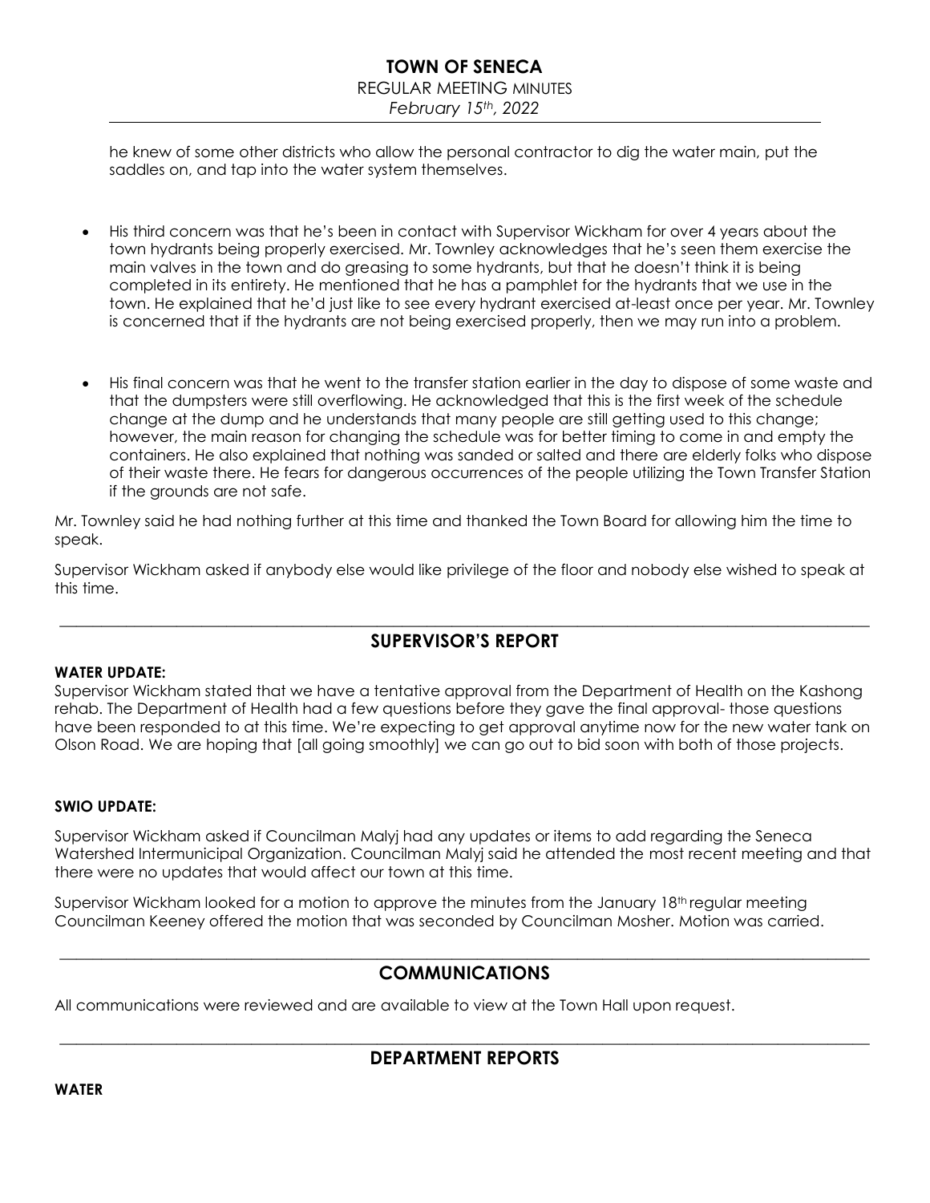he knew of some other districts who allow the personal contractor to dig the water main, put the saddles on, and tap into the water system themselves.

- His third concern was that he's been in contact with Supervisor Wickham for over 4 years about the town hydrants being properly exercised. Mr. Townley acknowledges that he's seen them exercise the main valves in the town and do greasing to some hydrants, but that he doesn't think it is being completed in its entirety. He mentioned that he has a pamphlet for the hydrants that we use in the town. He explained that he'd just like to see every hydrant exercised at-least once per year. Mr. Townley is concerned that if the hydrants are not being exercised properly, then we may run into a problem.

- His final concern was that he went to the transfer station earlier in the day to dispose of some waste and that the dumpsters were still overflowing. He acknowledged that this is the first week of the schedule change at the dump and he understands that many people are still getting used to this change; however, the main reason for changing the schedule was for better timing to come in and empty the containers. He also explained that nothing was sanded or salted and there are elderly folks who dispose of their waste there. He fears for dangerous occurrences of the people utilizing the Town Transfer Station if the grounds are not safe.

Mr. Townley said he had nothing further at this time and thanked the Town Board for allowing him the time to speak.

Supervisor Wickham asked if anybody else would like privilege of the floor and nobody else wished to speak at this time.

## SUPERVISOR'S REPORT

**WATER UPDATE:**

Supervisor Wickham stated that we have a tentative approval from the Department of Health on the Kashong rehab. The Department of Health had a few questions before they gave the final approval- those questions have been responded to at this time. We're expecting to get approval anytime now for the new water tank on Olson Road. We are hoping that [all going smoothly] we can go out to bid soon with both of those projects.

**SWIO UPDATE:**

Supervisor Wickham asked if Councilman Malyj had any updates or items to add regarding the Seneca Watershed Intermunicipal Organization. Councilman Malyj said he attended the most recent meeting and that there were no updates that would affect our town at this time.

Supervisor Wickham looked for a motion to approve the minutes from the January 18th regular meeting Councilman Keeney offered the motion that was seconded by Councilman Mosher. Motion was carried.

## COMMUNICATIONS

All communications were reviewed and are available to view at the Town Hall upon request.

## DEPARTMENT REPORTS

**WATER**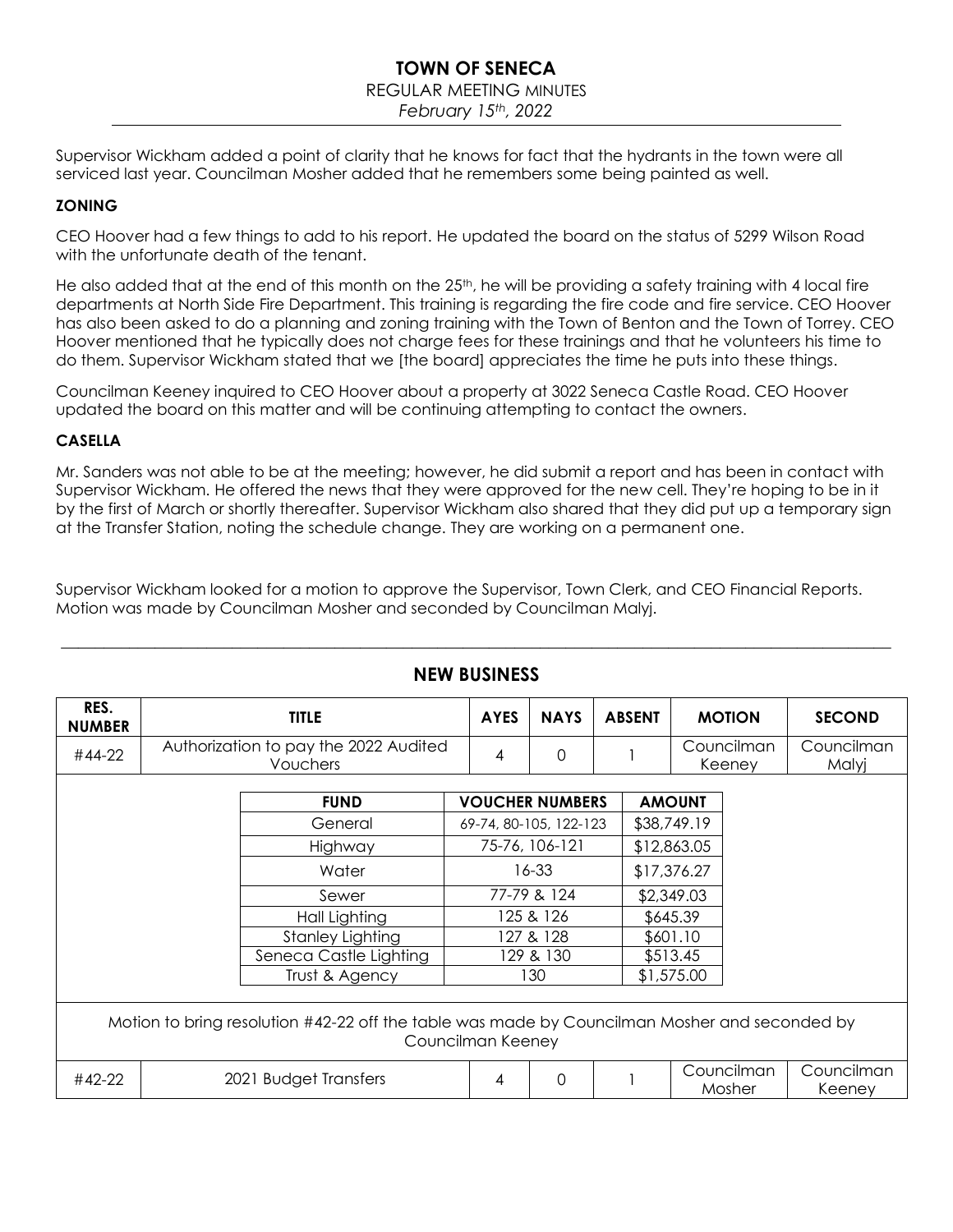Supervisor Wickham added a point of clarity that he knows for fact that the hydrants in the town were all serviced last year. Councilman Mosher added that he remembers some being painted as well.

### ZONING

CEO Hoover had a few things to add to his report. He updated the board on the status of 5299 Wilson Road with the unfortunate death of the tenant.

He also added that at the end of this month on the 25th, he will be providing a safety training with 4 local fire departments at North Side Fire Department. This training is regarding the fire code and fire service. CEO Hoover has also been asked to do a planning and zoning training with the Town of Benton and the Town of Torrey. CEO Hoover mentioned that he typically does not charge fees for these trainings and that he volunteers his time to do them. Supervisor Wickham stated that we [the board] appreciates the time he puts into these things.

Councilman Keeney inquired to CEO Hoover about a property at 3022 Seneca Castle Road. CEO Hoover updated the board on this matter and will be continuing attempting to contact the owners.

### CASELLA

Mr. Sanders was not able to be at the meeting; however, he did submit a report and has been in contact with Supervisor Wickham. He offered the news that they were approved for the new cell. They're hoping to be in it by the first of March or shortly thereafter. Supervisor Wickham also shared that they did put up a temporary sign at the Transfer Station, noting the schedule change. They are working on a permanent one.

Supervisor Wickham looked for a motion to approve the Supervisor, Town Clerk, and CEO Financial Reports. Motion was made by Councilman Mosher and seconded by Councilman Malyj.

---

## NEW BUSINESS

| RES. NUMBER | TITLE | AYES | NAYS | ABSENT | MOTION | SECOND |
|---|---|---|---|---|---|---|
| #44-22 | Authorization to pay the 2022 Audited Vouchers | 4 | 0 | 1 | Councilman Keeney | Councilman Malyj |

| FUND | VOUCHER NUMBERS | AMOUNT |
|---|---|---|
| General | 69-74, 80-105, 122-123 | $38,749.19 |
| Highway | 75-76, 106-121 | $12,863.05 |
| Water | 16-33 | $17,376.27 |
| Sewer | 77-79 & 124 | $2,349.03 |
| Hall Lighting | 125 & 126 | $645.39 |
| Stanley Lighting | 127 & 128 | $601.10 |
| Seneca Castle Lighting | 129 & 130 | $513.45 |
| Trust & Agency | 130 | $1,575.00 |

Motion to bring resolution #42-22 off the table was made by Councilman Mosher and seconded by Councilman Keeney

| RES. NUMBER | TITLE | AYES | NAYS | ABSENT | MOTION | SECOND |
|---|---|---|---|---|---|---|
| #42-22 | 2021 Budget Transfers | 4 | 0 | 1 | Councilman Mosher | Councilman Keeney |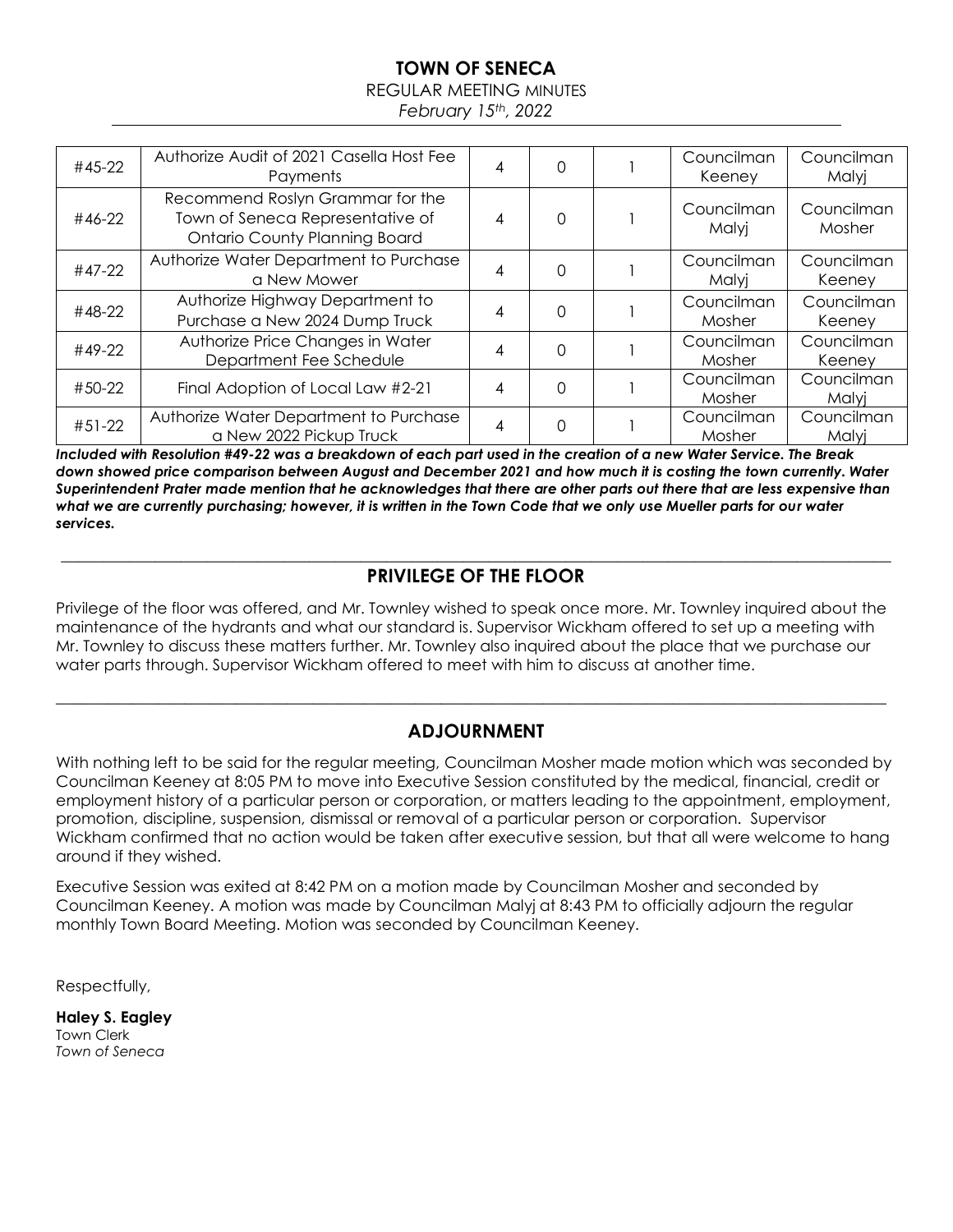| | | | | | | |
|---|---|---|---|---|---|---|
| #45-22 | Authorize Audit of 2021 Casella Host Fee Payments | 4 | 0 | 1 | Councilman Keeney | Councilman Malyj |
| #46-22 | Recommend Roslyn Grammar for the Town of Seneca Representative of Ontario County Planning Board | 4 | 0 | 1 | Councilman Malyj | Councilman Mosher |
| #47-22 | Authorize Water Department to Purchase a New Mower | 4 | 0 | 1 | Councilman Malyj | Councilman Keeney |
| #48-22 | Authorize Highway Department to Purchase a New 2024 Dump Truck | 4 | 0 | 1 | Councilman Mosher | Councilman Keeney |
| #49-22 | Authorize Price Changes in Water Department Fee Schedule | 4 | 0 | 1 | Councilman Mosher | Councilman Keeney |
| #50-22 | Final Adoption of Local Law #2-21 | 4 | 0 | 1 | Councilman Mosher | Councilman Malyj |
| #51-22 | Authorize Water Department to Purchase a New 2022 Pickup Truck | 4 | 0 | 1 | Councilman Mosher | Councilman Malyj |

***Included with Resolution #49-22 was a breakdown of each part used in the creation of a new Water Service. The Break down showed price comparison between August and December 2021 and how much it is costing the town currently. Water Superintendent Prater made mention that he acknowledges that there are other parts out there that are less expensive than what we are currently purchasing; however, it is written in the Town Code that we only use Mueller parts for our water services.***

## PRIVILEGE OF THE FLOOR

Privilege of the floor was offered, and Mr. Townley wished to speak once more. Mr. Townley inquired about the maintenance of the hydrants and what our standard is. Supervisor Wickham offered to set up a meeting with Mr. Townley to discuss these matters further. Mr. Townley also inquired about the place that we purchase our water parts through. Supervisor Wickham offered to meet with him to discuss at another time.

## ADJOURNMENT

With nothing left to be said for the regular meeting, Councilman Mosher made motion which was seconded by Councilman Keeney at 8:05 PM to move into Executive Session constituted by the medical, financial, credit or employment history of a particular person or corporation, or matters leading to the appointment, employment, promotion, discipline, suspension, dismissal or removal of a particular person or corporation. Supervisor Wickham confirmed that no action would be taken after executive session, but that all were welcome to hang around if they wished.

Executive Session was exited at 8:42 PM on a motion made by Councilman Mosher and seconded by Councilman Keeney. A motion was made by Councilman Malyj at 8:43 PM to officially adjourn the regular monthly Town Board Meeting. Motion was seconded by Councilman Keeney.

Respectfully,

**Haley S. Eagley**
Town Clerk
*Town of Seneca*